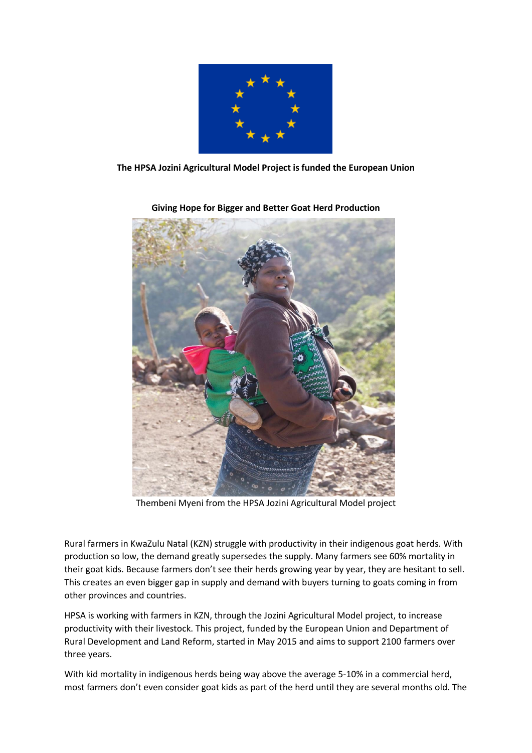**The HPSA Jozini Agricultural Model Project is funded the European Union**

**Giving Hope for Bigger and Better Goat Herd Production**

Thembeni Myeni from the HPSA Jozini Agricultural Model project

Rural farmers in KwaZulu Natal (KZN) struggle with productivity in their indigenous goat herds. With production so low, the demand greatly supersedes the supply. Many farmers see 60% mortality in their goat kids. Because farmers don't see their herds growing year by year, they are hesitant to sell. This creates an even bigger gap in supply and demand with buyers turning to goats coming in from other provinces and countries.

HPSA is working with farmers in KZN, through the Jozini Agricultural Model project, to increase productivity with their livestock. This project, funded by the European Union and Department of Rural Development and Land Reform, started in May 2015 and aims to support 2100 farmers over three years.

With kid mortality in indigenous herds being way above the average 5-10% in a commercial herd, most farmers don't even consider goat kids as part of the herd until they are several months old. The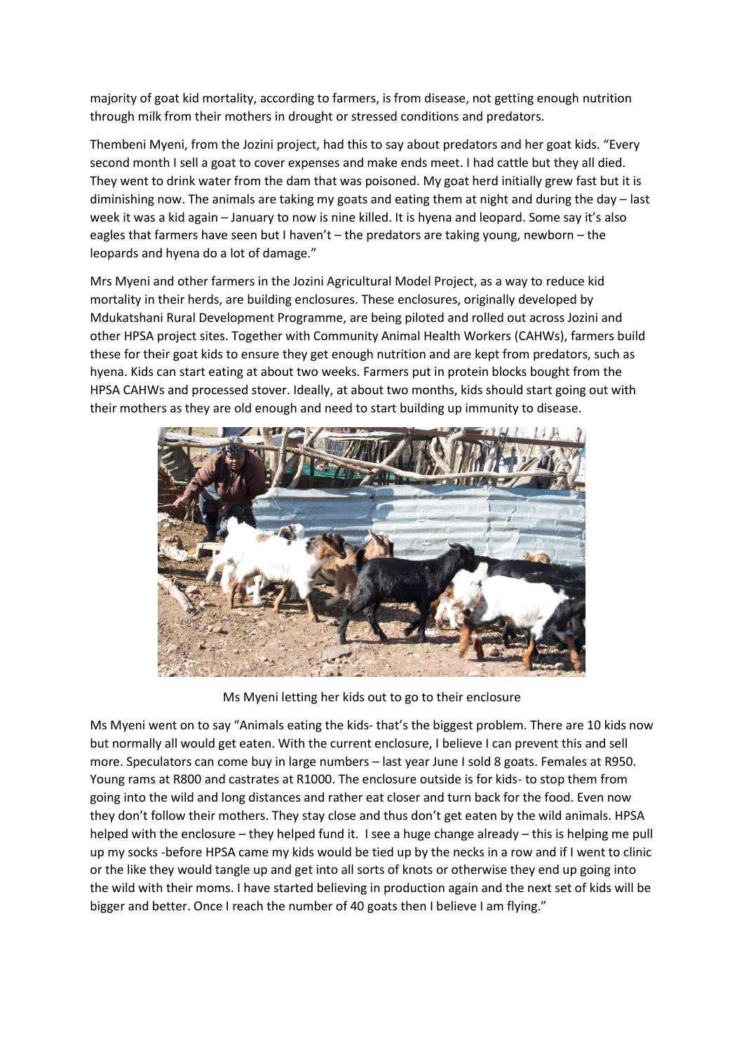majority of goat kid mortality, according to farmers, is from disease, not getting enough nutrition through milk from their mothers in drought or stressed conditions and predators.

Thembeni Myeni, from the Jozini project, had this to say about predators and her goat kids. "Every second month I sell a goat to cover expenses and make ends meet. I had cattle but they all died. They went to drink water from the dam that was poisoned. My goat herd initially grew fast but it is diminishing now. The animals are taking my goats and eating them at night and during the day – last week it was a kid again – January to now is nine killed. It is hyena and leopard. Some say it's also eagles that farmers have seen but I haven't – the predators are taking young, newborn – the leopards and hyena do a lot of damage."

Mrs Myeni and other farmers in the Jozini Agricultural Model Project, as a way to reduce kid mortality in their herds, are building enclosures. These enclosures, originally developed by Mdukatshani Rural Development Programme, are being piloted and rolled out across Jozini and other HPSA project sites. Together with Community Animal Health Workers (CAHWs), farmers build these for their goat kids to ensure they get enough nutrition and are kept from predators, such as hyena. Kids can start eating at about two weeks. Farmers put in protein blocks bought from the HPSA CAHWs and processed stover. Ideally, at about two months, kids should start going out with their mothers as they are old enough and need to start building up immunity to disease.

Ms Myeni letting her kids out to go to their enclosure

Ms Myeni went on to say "Animals eating the kids- that's the biggest problem. There are 10 kids now but normally all would get eaten. With the current enclosure, I believe I can prevent this and sell more. Speculators can come buy in large numbers – last year June I sold 8 goats. Females at R950. Young rams at R800 and castrates at R1000. The enclosure outside is for kids- to stop them from going into the wild and long distances and rather eat closer and turn back for the food. Even now they don't follow their mothers. They stay close and thus don't get eaten by the wild animals. HPSA helped with the enclosure – they helped fund it. I see a huge change already – this is helping me pull up my socks -before HPSA came my kids would be tied up by the necks in a row and if I went to clinic or the like they would tangle up and get into all sorts of knots or otherwise they end up going into the wild with their moms. I have started believing in production again and the next set of kids will be bigger and better. Once I reach the number of 40 goats then I believe I am flying."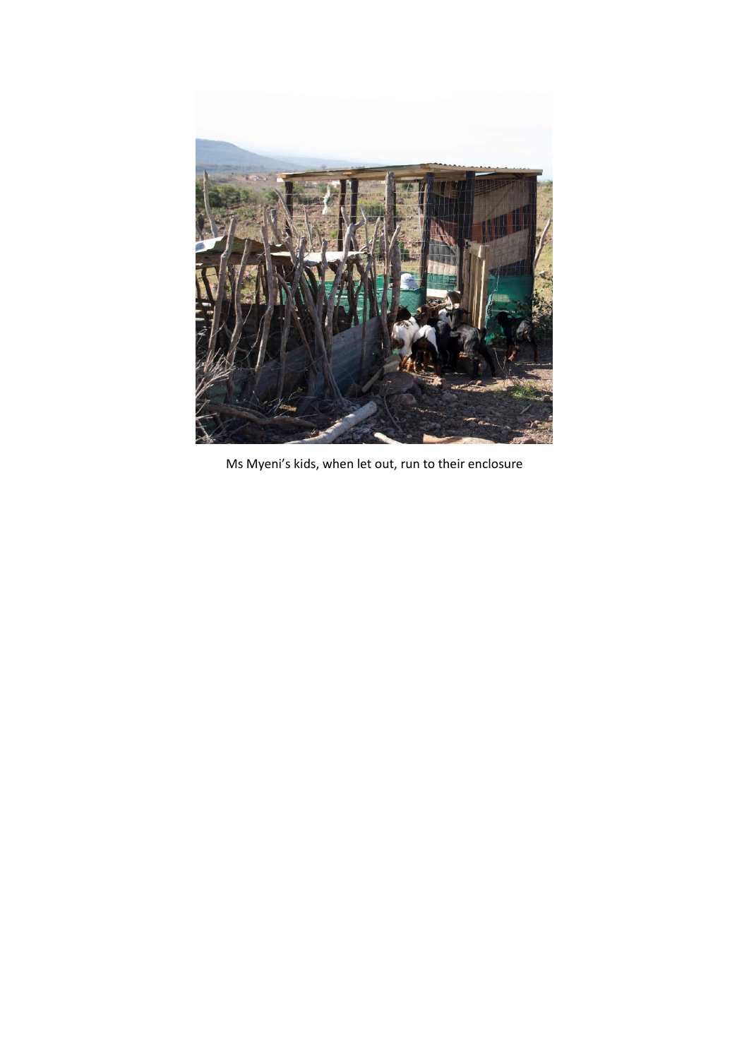Ms Myeni's kids, when let out, run to their enclosure